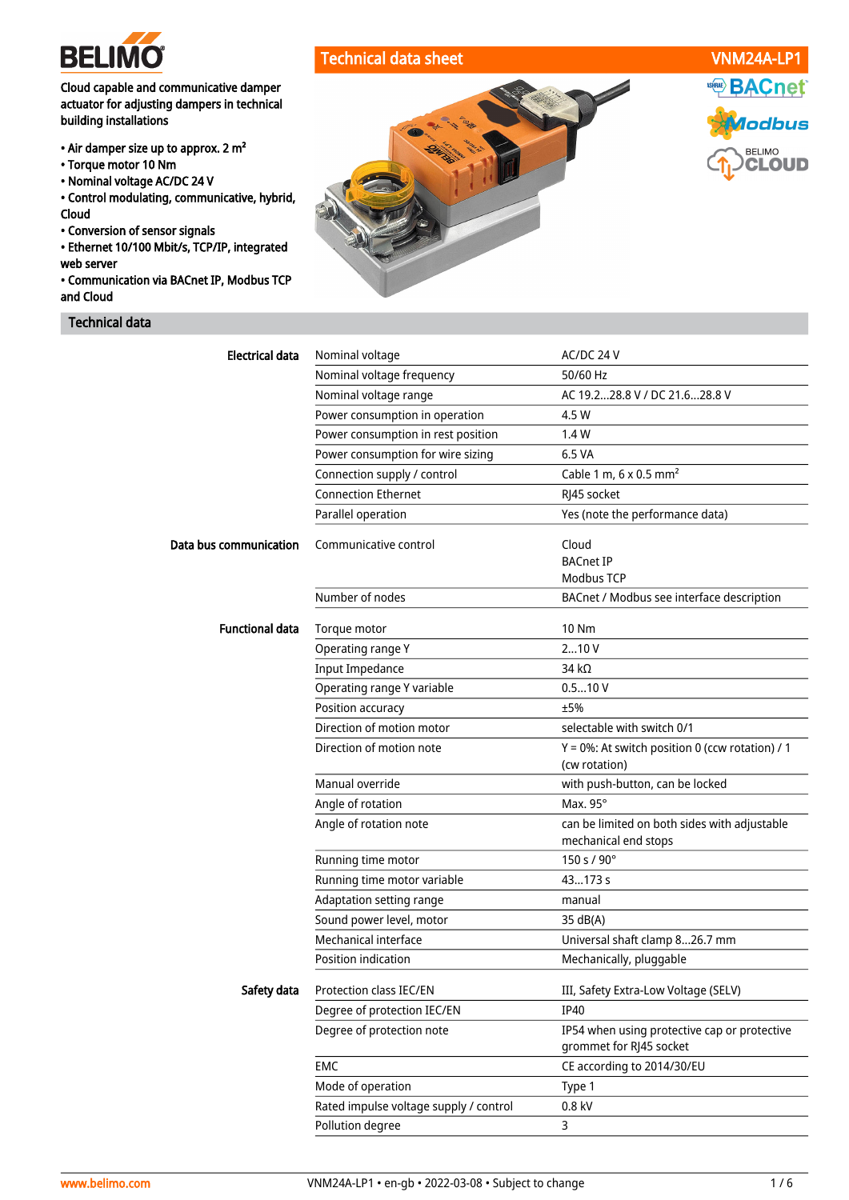# Technical data sheet — VNM24A-LP1

**Cloud capable and communicative damper actuator for adjusting dampers in technical building installations**

- Air damper size up to approx. 2 m²
- Torque motor 10 Nm
- Nominal voltage AC/DC 24 V
- Control modulating, communicative, hybrid, Cloud
- Conversion of sensor signals
- Ethernet 10/100 Mbit/s, TCP/IP, integrated web server
- Communication via BACnet IP, Modbus TCP and Cloud

## Technical data

| | | |
|---|---|---|
| **Electrical data** | Nominal voltage | AC/DC 24 V |
| | Nominal voltage frequency | 50/60 Hz |
| | Nominal voltage range | AC 19.2...28.8 V / DC 21.6...28.8 V |
| | Power consumption in operation | 4.5 W |
| | Power consumption in rest position | 1.4 W |
| | Power consumption for wire sizing | 6.5 VA |
| | Connection supply / control | Cable 1 m, 6 x 0.5 mm² |
| | Connection Ethernet | RJ45 socket |
| | Parallel operation | Yes (note the performance data) |
| **Data bus communication** | Communicative control | Cloud<br>BACnet IP<br>Modbus TCP |
| | Number of nodes | BACnet / Modbus see interface description |
| **Functional data** | Torque motor | 10 Nm |
| | Operating range Y | 2...10 V |
| | Input Impedance | 34 kΩ |
| | Operating range Y variable | 0.5...10 V |
| | Position accuracy | ±5% |
| | Direction of motion motor | selectable with switch 0/1 |
| | Direction of motion note | Y = 0%: At switch position 0 (ccw rotation) / 1 (cw rotation) |
| | Manual override | with push-button, can be locked |
| | Angle of rotation | Max. 95° |
| | Angle of rotation note | can be limited on both sides with adjustable mechanical end stops |
| | Running time motor | 150 s / 90° |
| | Running time motor variable | 43...173 s |
| | Adaptation setting range | manual |
| | Sound power level, motor | 35 dB(A) |
| | Mechanical interface | Universal shaft clamp 8...26.7 mm |
| | Position indication | Mechanically, pluggable |
| **Safety data** | Protection class IEC/EN | III, Safety Extra-Low Voltage (SELV) |
| | Degree of protection IEC/EN | IP40 |
| | Degree of protection note | IP54 when using protective cap or protective grommet for RJ45 socket |
| | EMC | CE according to 2014/30/EU |
| | Mode of operation | Type 1 |
| | Rated impulse voltage supply / control | 0.8 kV |
| | Pollution degree | 3 |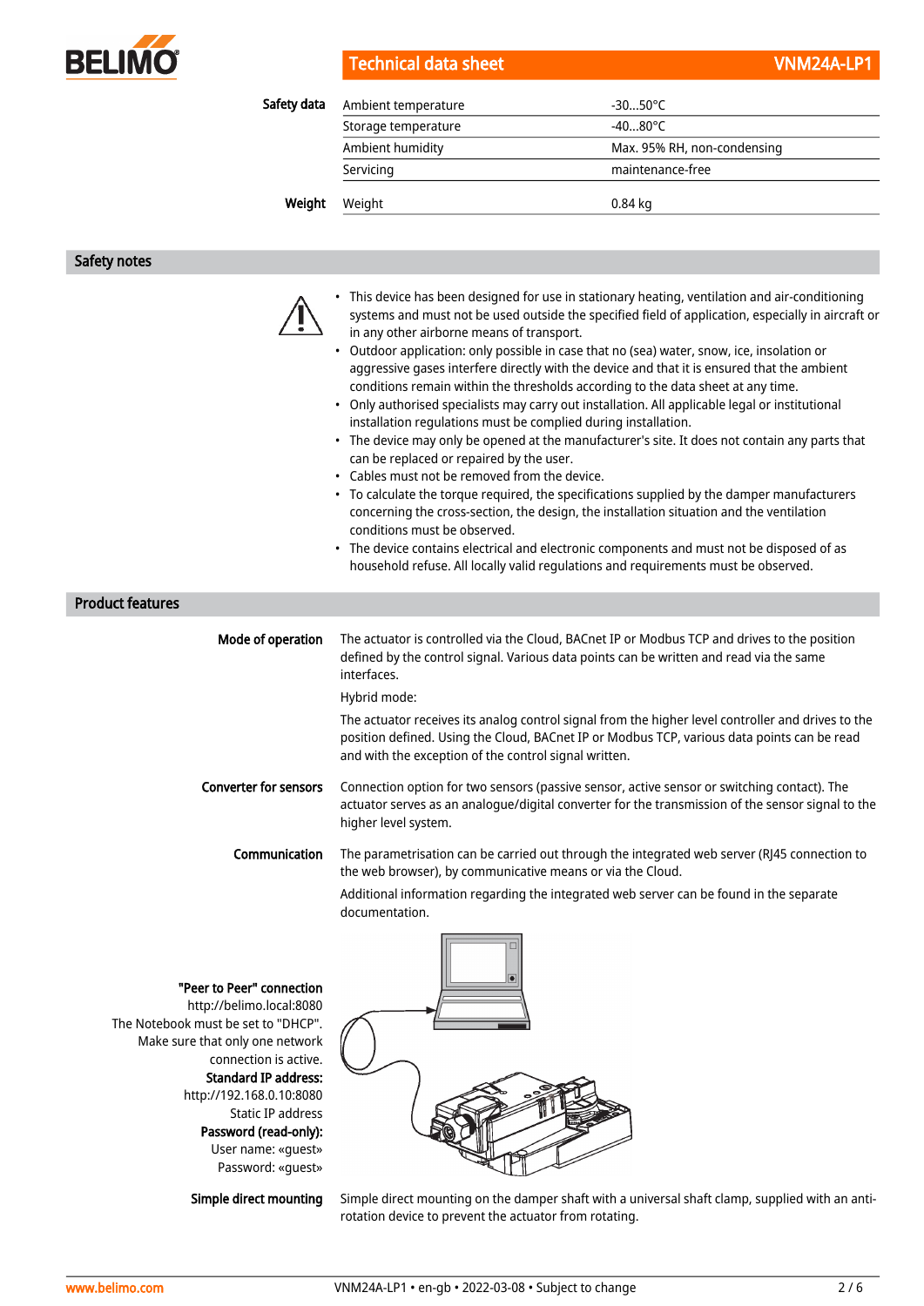| | | |
|---|---|---|
| **Safety data** | Ambient temperature | -30...50°C |
| | Storage temperature | -40...80°C |
| | Ambient humidity | Max. 95% RH, non-condensing |
| | Servicing | maintenance-free |
| **Weight** | Weight | 0.84 kg |

## Safety notes

- This device has been designed for use in stationary heating, ventilation and air-conditioning systems and must not be used outside the specified field of application, especially in aircraft or in any other airborne means of transport.
- Outdoor application: only possible in case that no (sea) water, snow, ice, insolation or aggressive gases interfere directly with the device and that it is ensured that the ambient conditions remain within the thresholds according to the data sheet at any time.
- Only authorised specialists may carry out installation. All applicable legal or institutional installation regulations must be complied during installation.
- The device may only be opened at the manufacturer's site. It does not contain any parts that can be replaced or repaired by the user.
- Cables must not be removed from the device.
- To calculate the torque required, the specifications supplied by the damper manufacturers concerning the cross-section, the design, the installation situation and the ventilation conditions must be observed.
- The device contains electrical and electronic components and must not be disposed of as household refuse. All locally valid regulations and requirements must be observed.

## Product features

**Mode of operation**

The actuator is controlled via the Cloud, BACnet IP or Modbus TCP and drives to the position defined by the control signal. Various data points can be written and read via the same interfaces.

Hybrid mode:

The actuator receives its analog control signal from the higher level controller and drives to the position defined. Using the Cloud, BACnet IP or Modbus TCP, various data points can be read and with the exception of the control signal written.

**Converter for sensors**

Connection option for two sensors (passive sensor, active sensor or switching contact). The actuator serves as an analogue/digital converter for the transmission of the sensor signal to the higher level system.

**Communication**

The parametrisation can be carried out through the integrated web server (RJ45 connection to the web browser), by communicative means or via the Cloud.

Additional information regarding the integrated web server can be found in the separate documentation.

**"Peer to Peer" connection**
http://belimo.local:8080
The Notebook must be set to "DHCP".
Make sure that only one network connection is active.
**Standard IP address:**
http://192.168.0.10:8080
Static IP address
**Password (read-only):**
User name: «guest»
Password: «guest»

**Simple direct mounting**

Simple direct mounting on the damper shaft with a universal shaft clamp, supplied with an anti-rotation device to prevent the actuator from rotating.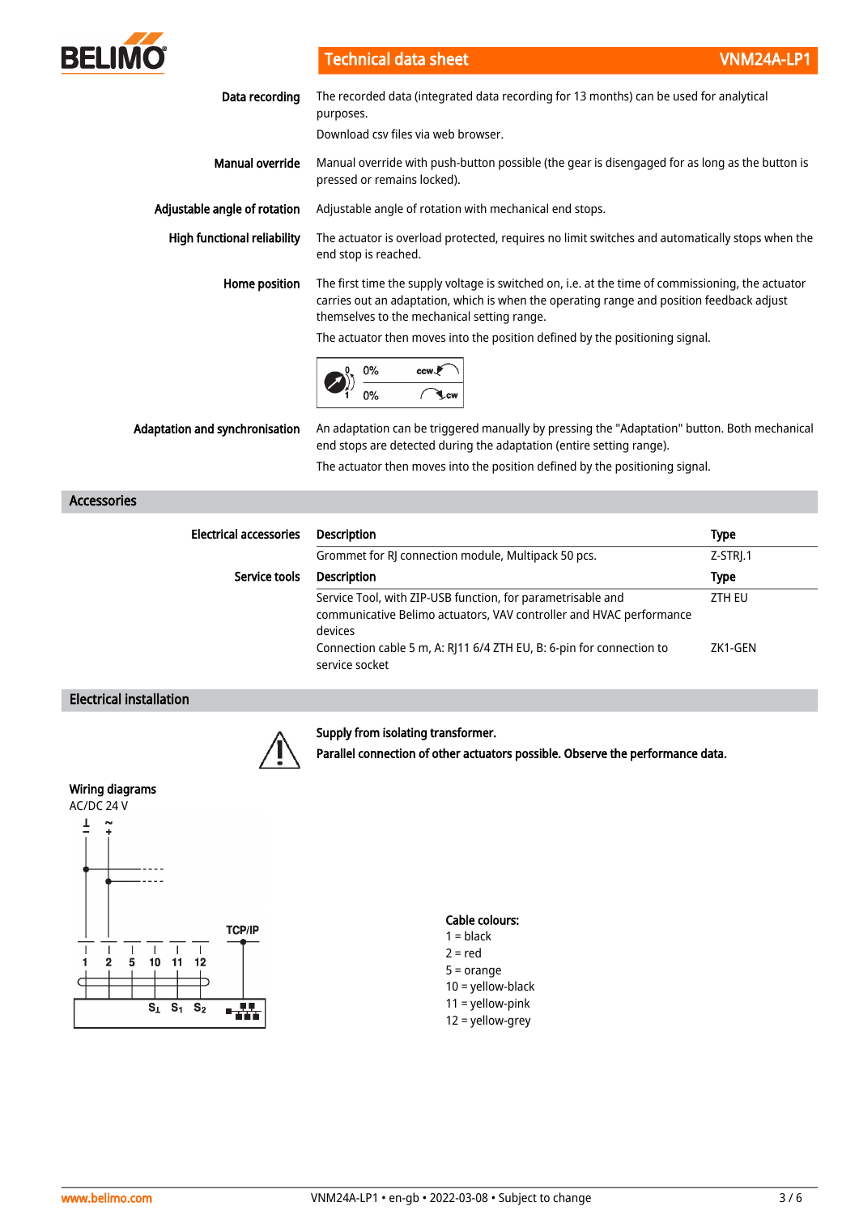**Data recording**

The recorded data (integrated data recording for 13 months) can be used for analytical purposes.

Download csv files via web browser.

**Manual override**

Manual override with push-button possible (the gear is disengaged for as long as the button is pressed or remains locked).

**Adjustable angle of rotation**

Adjustable angle of rotation with mechanical end stops.

**High functional reliability**

The actuator is overload protected, requires no limit switches and automatically stops when the end stop is reached.

**Home position**

The first time the supply voltage is switched on, i.e. at the time of commissioning, the actuator carries out an adaptation, which is when the operating range and position feedback adjust themselves to the mechanical setting range.

The actuator then moves into the position defined by the positioning signal.

| | | |
|---|---|---|
| 0 | 0% | ccw |
| 1 | 0% | cw |

**Adaptation and synchronisation**

An adaptation can be triggered manually by pressing the "Adaptation" button. Both mechanical end stops are detected during the adaptation (entire setting range).

The actuator then moves into the position defined by the positioning signal.

## Accessories

**Electrical accessories**

| Description | Type |
|---|---|
| Grommet for RJ connection module, Multipack 50 pcs. | Z-STRJ.1 |

**Service tools**

| Description | Type |
|---|---|
| Service Tool, with ZIP-USB function, for parametrisable and communicative Belimo actuators, VAV controller and HVAC performance devices | ZTH EU |
| Connection cable 5 m, A: RJ11 6/4 ZTH EU, B: 6-pin for connection to service socket | ZK1-GEN |

## Electrical installation

**Supply from isolating transformer.**

**Parallel connection of other actuators possible. Observe the performance data.**

**Wiring diagrams**

AC/DC 24 V

⊥ – ~ +

1 2 5 10 11 12 TCP/IP

$S_⊥$ $S_1$ $S_2$

**Cable colours:**

1 = black
2 = red
5 = orange
10 = yellow-black
11 = yellow-pink
12 = yellow-grey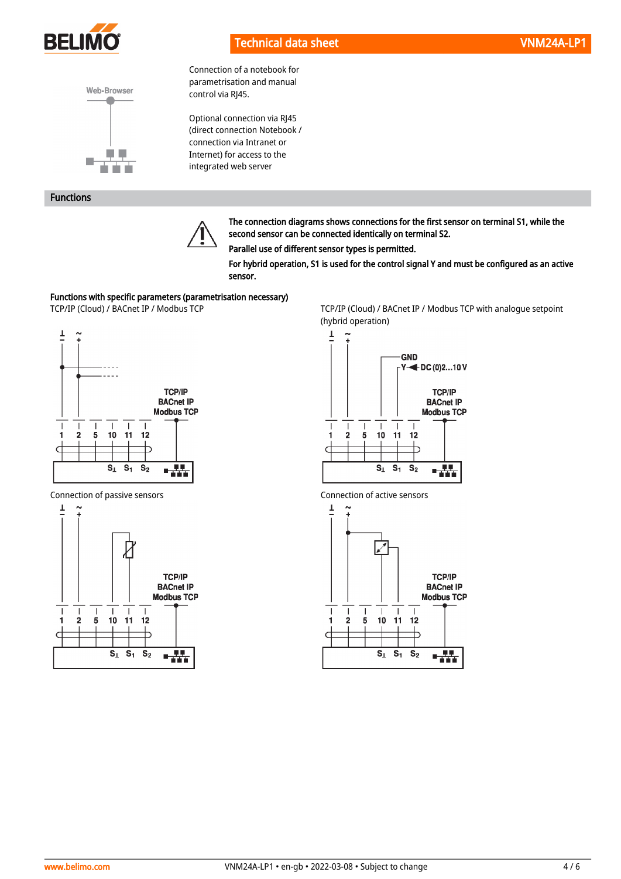Connection of a notebook for parametrisation and manual control via RJ45.

Optional connection via RJ45 (direct connection Notebook / connection via Intranet or Internet) for access to the integrated web server

## Functions

**The connection diagrams shows connections for the first sensor on terminal S1, while the second sensor can be connected identically on terminal S2.**

**Parallel use of different sensor types is permitted.**

**For hybrid operation, S1 is used for the control signal Y and must be configured as an active sensor.**

**Functions with specific parameters (parametrisation necessary)**

TCP/IP (Cloud) / BACnet IP / Modbus TCP

TCP/IP (Cloud) / BACnet IP / Modbus TCP with analogue setpoint (hybrid operation)

Connection of passive sensors

Connection of active sensors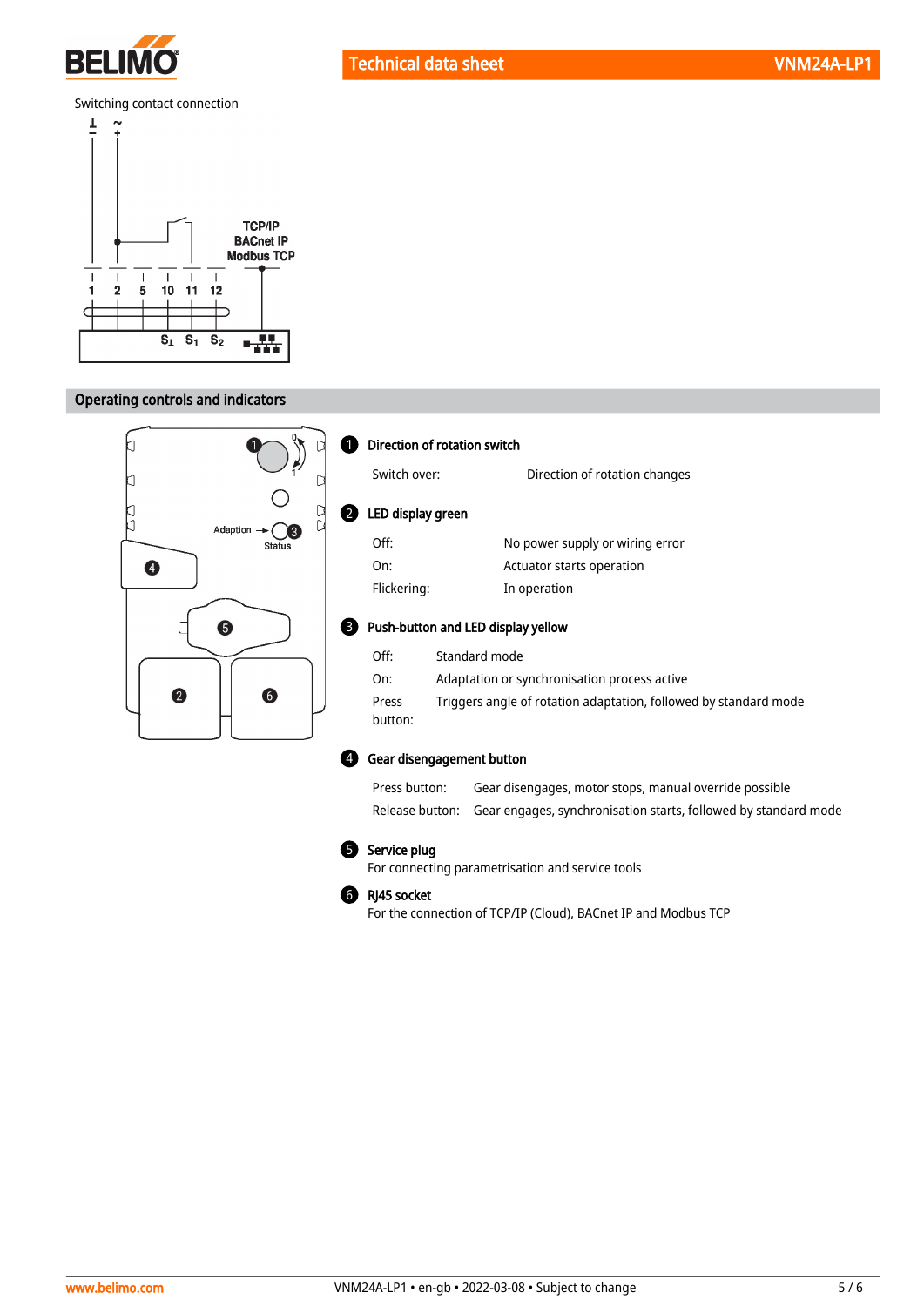Switching contact connection

## Operating controls and indicators

**1 Direction of rotation switch**

| | |
|---|---|
| Switch over: | Direction of rotation changes |

**2 LED display green**

| | |
|---|---|
| Off: | No power supply or wiring error |
| On: | Actuator starts operation |
| Flickering: | In operation |

**3 Push-button and LED display yellow**

| | |
|---|---|
| Off: | Standard mode |
| On: | Adaptation or synchronisation process active |
| Press button: | Triggers angle of rotation adaptation, followed by standard mode |

**4 Gear disengagement button**

| | |
|---|---|
| Press button: | Gear disengages, motor stops, manual override possible |
| Release button: | Gear engages, synchronisation starts, followed by standard mode |

**5 Service plug**

For connecting parametrisation and service tools

**6 RJ45 socket**

For the connection of TCP/IP (Cloud), BACnet IP and Modbus TCP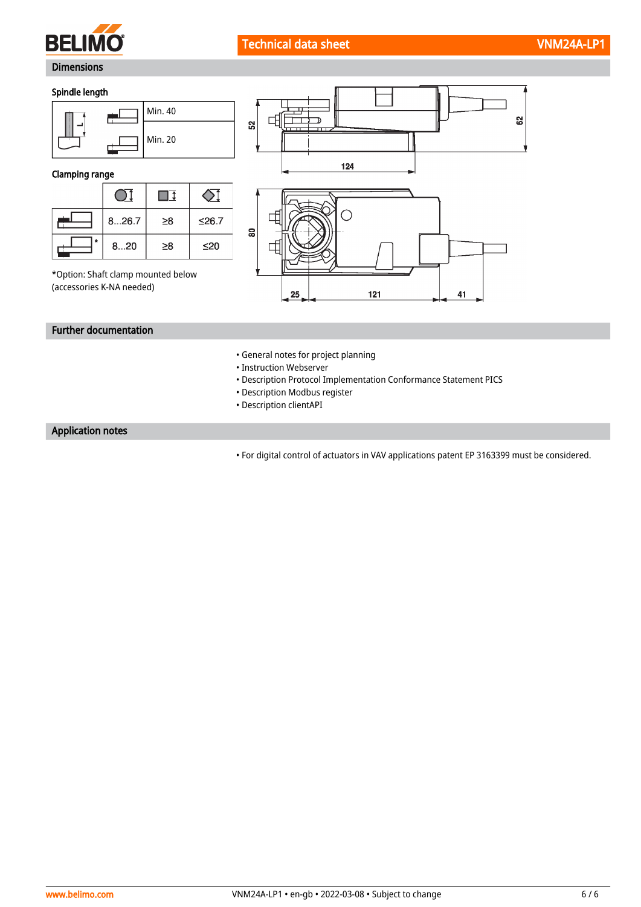## Dimensions

### Spindle length

| | |
|---|---|
| | Min. 40 |
| | Min. 20 |

### Clamping range

| | | | |
|---|---|---|---|
| | 8...26.7 | ≥8 | ≤26.7 |
| * | 8...20 | ≥8 | ≤20 |

*Option: Shaft clamp mounted below (accessories K-NA needed)

52

62

124

80

25

121

41

## Further documentation

- General notes for project planning
- Instruction Webserver
- Description Protocol Implementation Conformance Statement PICS
- Description Modbus register
- Description clientAPI

## Application notes

- For digital control of actuators in VAV applications patent EP 3163399 must be considered.